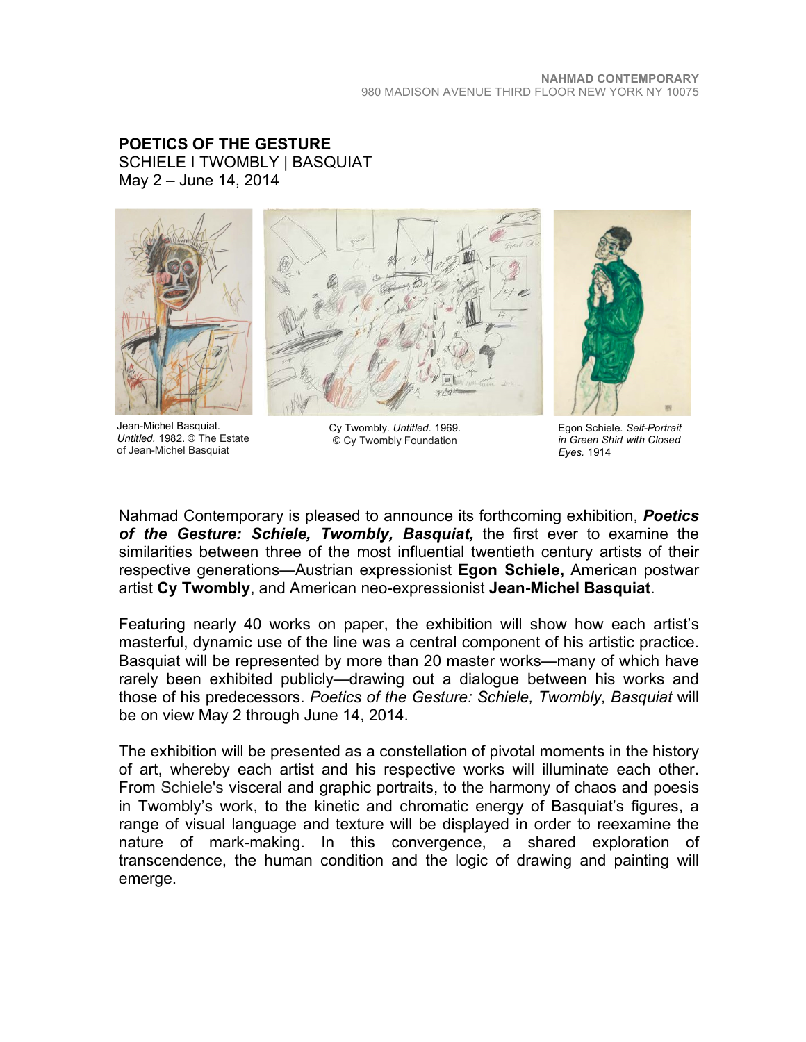NAHMAD CONTEMPORARY
980 MADISON AVENUE THIRD FLOOR NEW YORK NY 10075

# POETICS OF THE GESTURE

SCHIELE I TWOMBLY | BASQUIAT
May 2 – June 14, 2014

Jean-Michel Basquiat. *Untitled.* 1982. © The Estate of Jean-Michel Basquiat

Cy Twombly. *Untitled.* 1969. © Cy Twombly Foundation

Egon Schiele. *Self-Portrait in Green Shirt with Closed Eyes.* 1914

Nahmad Contemporary is pleased to announce its forthcoming exhibition, ***Poetics of the Gesture: Schiele, Twombly, Basquiat,*** the first ever to examine the similarities between three of the most influential twentieth century artists of their respective generations—Austrian expressionist **Egon Schiele,** American postwar artist **Cy Twombly**, and American neo-expressionist **Jean-Michel Basquiat**.

Featuring nearly 40 works on paper, the exhibition will show how each artist's masterful, dynamic use of the line was a central component of his artistic practice. Basquiat will be represented by more than 20 master works—many of which have rarely been exhibited publicly—drawing out a dialogue between his works and those of his predecessors. *Poetics of the Gesture: Schiele, Twombly, Basquiat* will be on view May 2 through June 14, 2014.

The exhibition will be presented as a constellation of pivotal moments in the history of art, whereby each artist and his respective works will illuminate each other. From Schiele's visceral and graphic portraits, to the harmony of chaos and poesis in Twombly's work, to the kinetic and chromatic energy of Basquiat's figures, a range of visual language and texture will be displayed in order to reexamine the nature of mark-making. In this convergence, a shared exploration of transcendence, the human condition and the logic of drawing and painting will emerge.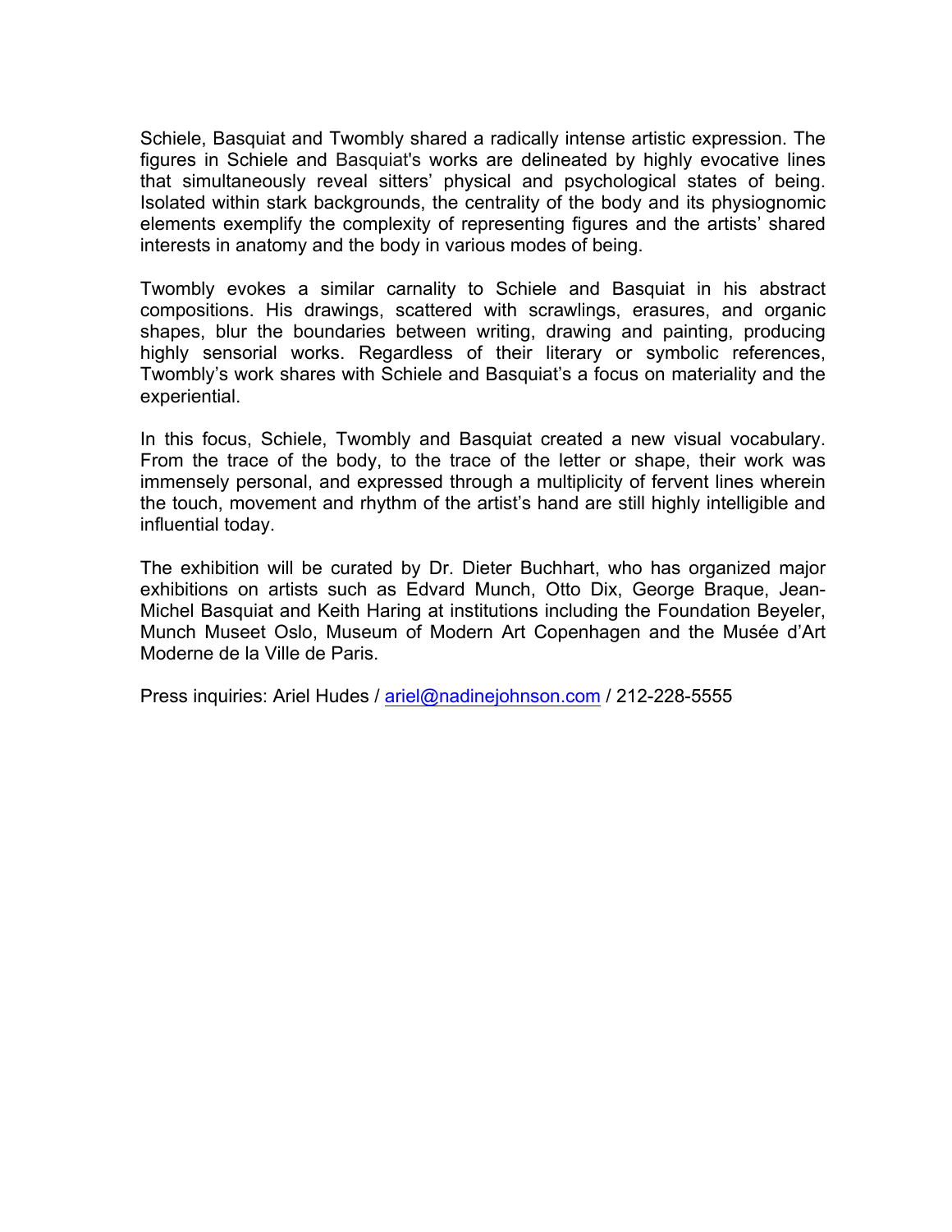Schiele, Basquiat and Twombly shared a radically intense artistic expression. The figures in Schiele and Basquiat's works are delineated by highly evocative lines that simultaneously reveal sitters' physical and psychological states of being. Isolated within stark backgrounds, the centrality of the body and its physiognomic elements exemplify the complexity of representing figures and the artists' shared interests in anatomy and the body in various modes of being.

Twombly evokes a similar carnality to Schiele and Basquiat in his abstract compositions. His drawings, scattered with scrawlings, erasures, and organic shapes, blur the boundaries between writing, drawing and painting, producing highly sensorial works. Regardless of their literary or symbolic references, Twombly's work shares with Schiele and Basquiat's a focus on materiality and the experiential.

In this focus, Schiele, Twombly and Basquiat created a new visual vocabulary. From the trace of the body, to the trace of the letter or shape, their work was immensely personal, and expressed through a multiplicity of fervent lines wherein the touch, movement and rhythm of the artist's hand are still highly intelligible and influential today.

The exhibition will be curated by Dr. Dieter Buchhart, who has organized major exhibitions on artists such as Edvard Munch, Otto Dix, George Braque, Jean-Michel Basquiat and Keith Haring at institutions including the Foundation Beyeler, Munch Museet Oslo, Museum of Modern Art Copenhagen and the Musée d'Art Moderne de la Ville de Paris.

Press inquiries: Ariel Hudes / ariel@nadinejohnson.com / 212-228-5555